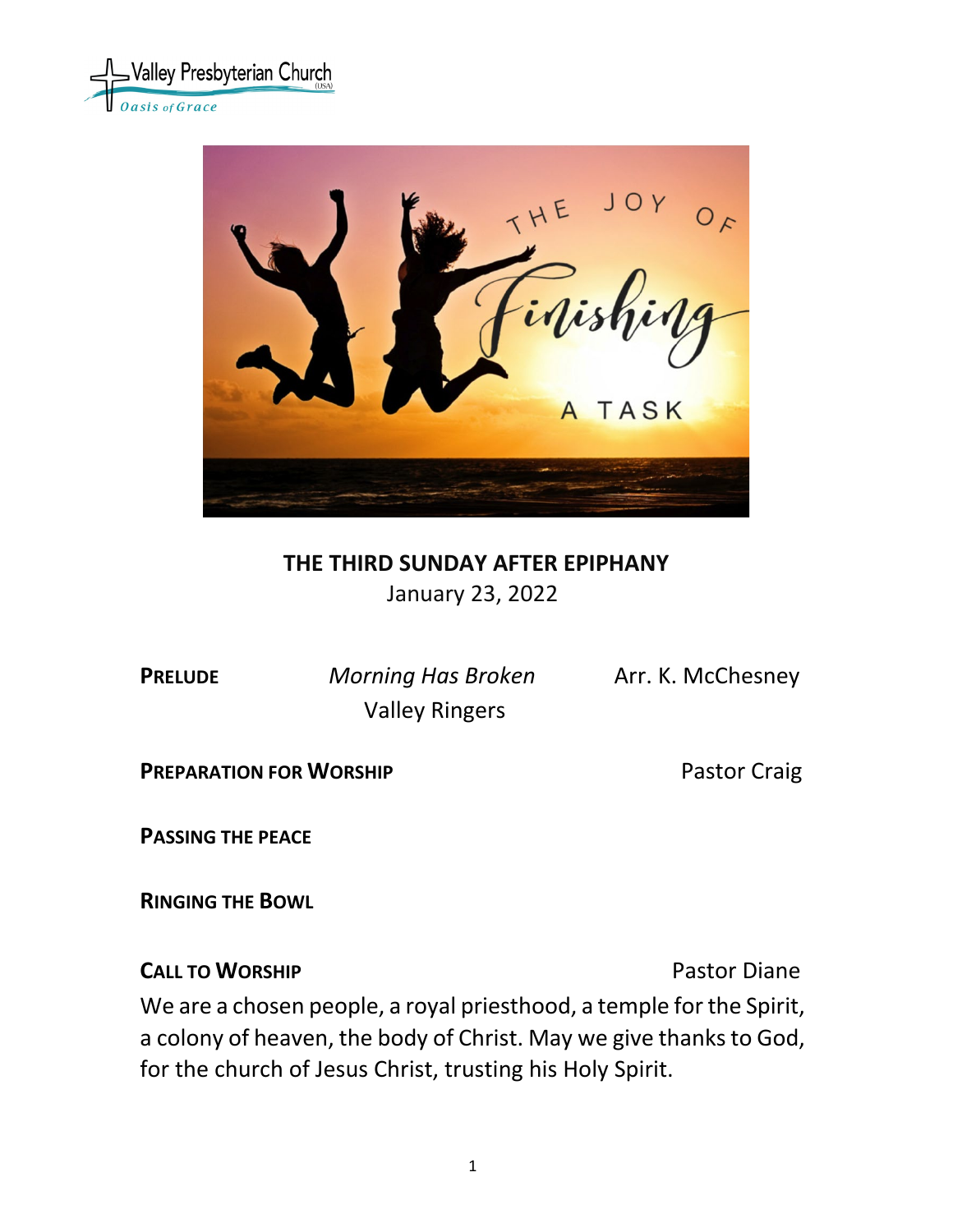Valley Presbyterian Church (USA)
*Oasis of Grace*

THE JOY OF *Finishing* A TASK

# THE THIRD SUNDAY AFTER EPIPHANY

January 23, 2022

**PRELUDE** *Morning Has Broken* Arr. K. McChesney
Valley Ringers

**PREPARATION FOR WORSHIP** Pastor Craig

**PASSING THE PEACE**

**RINGING THE BOWL**

**CALL TO WORSHIP** Pastor Diane

We are a chosen people, a royal priesthood, a temple for the Spirit, a colony of heaven, the body of Christ. May we give thanks to God, for the church of Jesus Christ, trusting his Holy Spirit.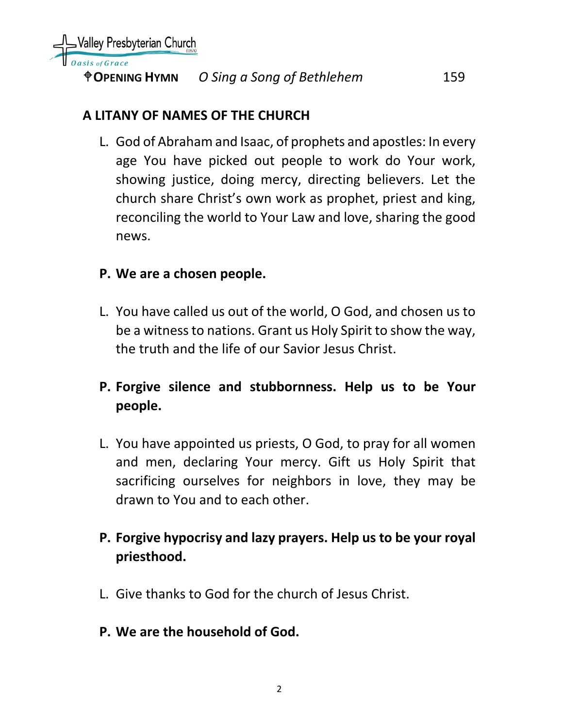✠**OPENING HYMN** *O Sing a Song of Bethlehem* 159

**A LITANY OF NAMES OF THE CHURCH**

L. God of Abraham and Isaac, of prophets and apostles: In every age You have picked out people to work do Your work, showing justice, doing mercy, directing believers. Let the church share Christ's own work as prophet, priest and king, reconciling the world to Your Law and love, sharing the good news.

**P. We are a chosen people.**

L. You have called us out of the world, O God, and chosen us to be a witness to nations. Grant us Holy Spirit to show the way, the truth and the life of our Savior Jesus Christ.

**P. Forgive silence and stubbornness. Help us to be Your people.**

L. You have appointed us priests, O God, to pray for all women and men, declaring Your mercy. Gift us Holy Spirit that sacrificing ourselves for neighbors in love, they may be drawn to You and to each other.

**P. Forgive hypocrisy and lazy prayers. Help us to be your royal priesthood.**

L. Give thanks to God for the church of Jesus Christ.

**P. We are the household of God.**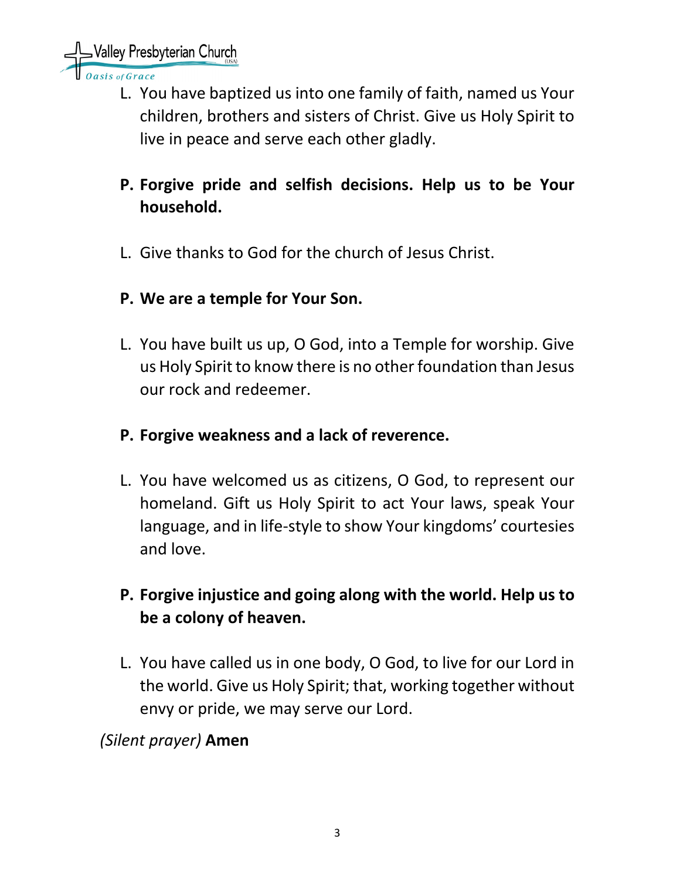L. You have baptized us into one family of faith, named us Your children, brothers and sisters of Christ. Give us Holy Spirit to live in peace and serve each other gladly.

**P. Forgive pride and selfish decisions. Help us to be Your household.**

L. Give thanks to God for the church of Jesus Christ.

**P. We are a temple for Your Son.**

L. You have built us up, O God, into a Temple for worship. Give us Holy Spirit to know there is no other foundation than Jesus our rock and redeemer.

**P. Forgive weakness and a lack of reverence.**

L. You have welcomed us as citizens, O God, to represent our homeland. Gift us Holy Spirit to act Your laws, speak Your language, and in life-style to show Your kingdoms' courtesies and love.

**P. Forgive injustice and going along with the world. Help us to be a colony of heaven.**

L. You have called us in one body, O God, to live for our Lord in the world. Give us Holy Spirit; that, working together without envy or pride, we may serve our Lord.

*(Silent prayer)* **Amen**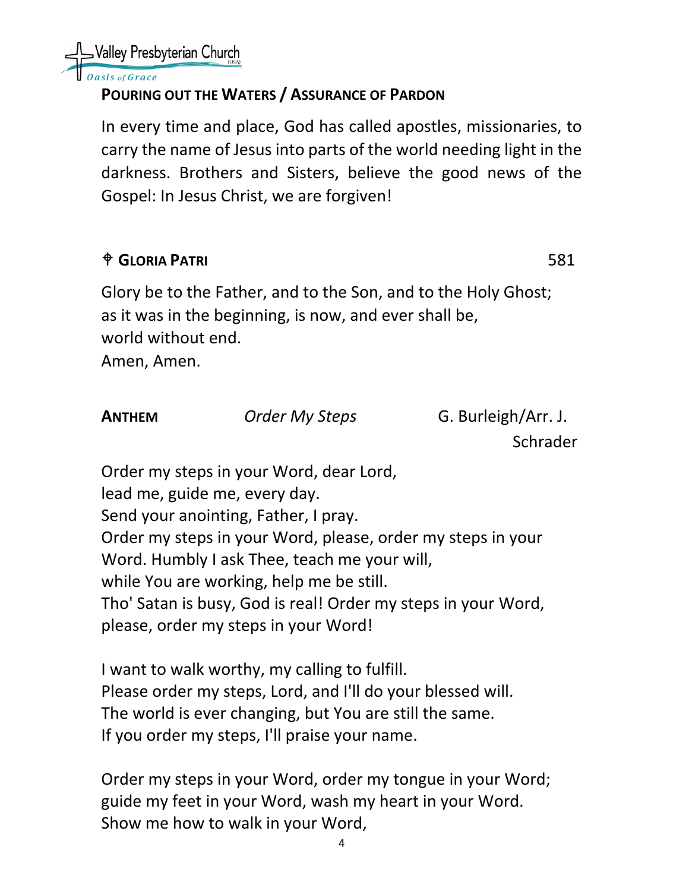## POURING OUT THE WATERS / ASSURANCE OF PARDON

In every time and place, God has called apostles, missionaries, to carry the name of Jesus into parts of the world needing light in the darkness. Brothers and Sisters, believe the good news of the Gospel: In Jesus Christ, we are forgiven!

## ✟ GLORIA PATRI 581

Glory be to the Father, and to the Son, and to the Holy Ghost;
as it was in the beginning, is now, and ever shall be,
world without end.
Amen, Amen.

## ANTHEM *Order My Steps* G. Burleigh/Arr. J. Schrader

Order my steps in your Word, dear Lord,
lead me, guide me, every day.
Send your anointing, Father, I pray.
Order my steps in your Word, please, order my steps in your Word. Humbly I ask Thee, teach me your will,
while You are working, help me be still.
Tho' Satan is busy, God is real! Order my steps in your Word, please, order my steps in your Word!

I want to walk worthy, my calling to fulfill.
Please order my steps, Lord, and I'll do your blessed will.
The world is ever changing, but You are still the same.
If you order my steps, I'll praise your name.

Order my steps in your Word, order my tongue in your Word;
guide my feet in your Word, wash my heart in your Word.
Show me how to walk in your Word,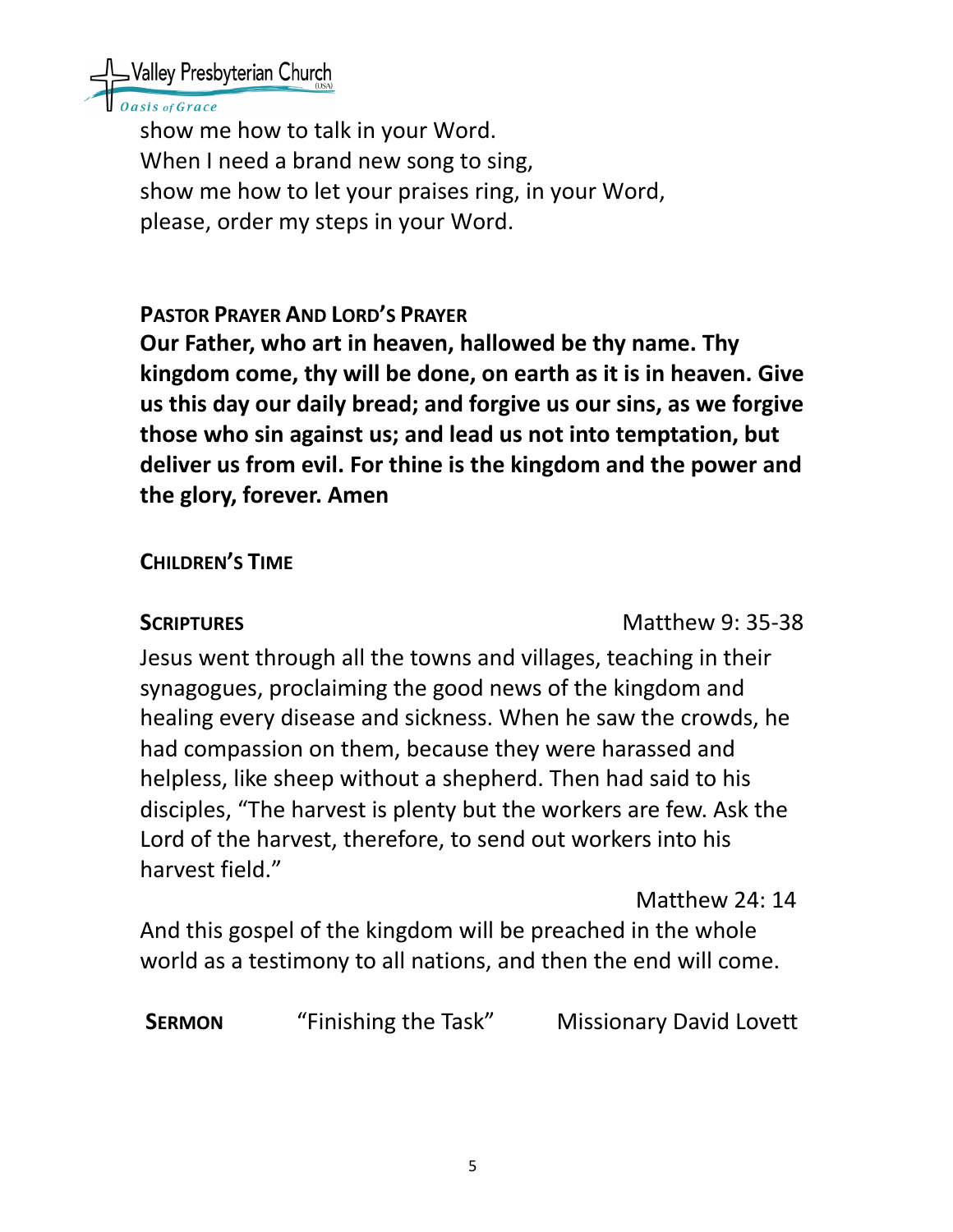show me how to talk in your Word.
When I need a brand new song to sing,
show me how to let your praises ring, in your Word,
please, order my steps in your Word.

**PASTOR PRAYER AND LORD'S PRAYER**

**Our Father, who art in heaven, hallowed be thy name. Thy kingdom come, thy will be done, on earth as it is in heaven. Give us this day our daily bread; and forgive us our sins, as we forgive those who sin against us; and lead us not into temptation, but deliver us from evil. For thine is the kingdom and the power and the glory, forever. Amen**

**CHILDREN'S TIME**

**SCRIPTURES** Matthew 9: 35-38

Jesus went through all the towns and villages, teaching in their synagogues, proclaiming the good news of the kingdom and healing every disease and sickness. When he saw the crowds, he had compassion on them, because they were harassed and helpless, like sheep without a shepherd. Then had said to his disciples, "The harvest is plenty but the workers are few. Ask the Lord of the harvest, therefore, to send out workers into his harvest field."

Matthew 24: 14

And this gospel of the kingdom will be preached in the whole world as a testimony to all nations, and then the end will come.

**SERMON** "Finishing the Task" Missionary David Lovett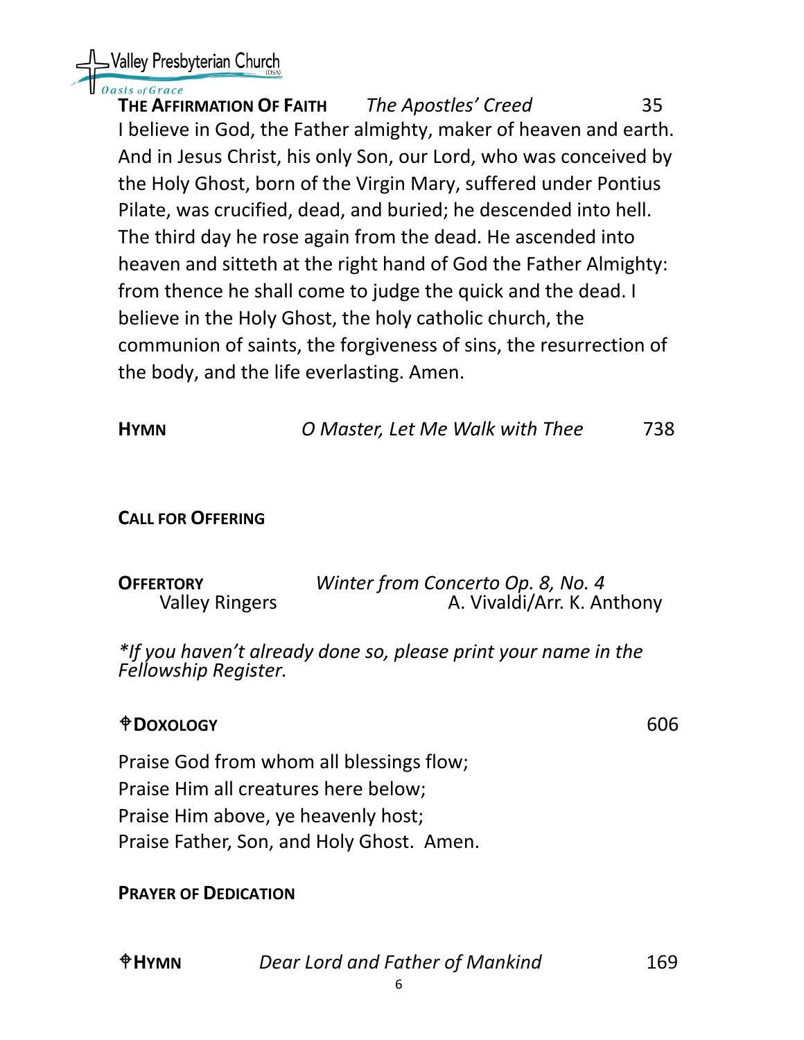**THE AFFIRMATION OF FAITH** *The Apostles' Creed* 35

I believe in God, the Father almighty, maker of heaven and earth. And in Jesus Christ, his only Son, our Lord, who was conceived by the Holy Ghost, born of the Virgin Mary, suffered under Pontius Pilate, was crucified, dead, and buried; he descended into hell. The third day he rose again from the dead. He ascended into heaven and sitteth at the right hand of God the Father Almighty: from thence he shall come to judge the quick and the dead. I believe in the Holy Ghost, the holy catholic church, the communion of saints, the forgiveness of sins, the resurrection of the body, and the life everlasting. Amen.

**HYMN** *O Master, Let Me Walk with Thee* 738

**CALL FOR OFFERING**

**OFFERTORY** *Winter from Concerto Op. 8, No. 4*
Valley Ringers A. Vivaldi/Arr. K. Anthony

*\*If you haven't already done so, please print your name in the Fellowship Register.*

**✠DOXOLOGY** 606

Praise God from whom all blessings flow;
Praise Him all creatures here below;
Praise Him above, ye heavenly host;
Praise Father, Son, and Holy Ghost. Amen.

**PRAYER OF DEDICATION**

**✠HYMN** *Dear Lord and Father of Mankind* 169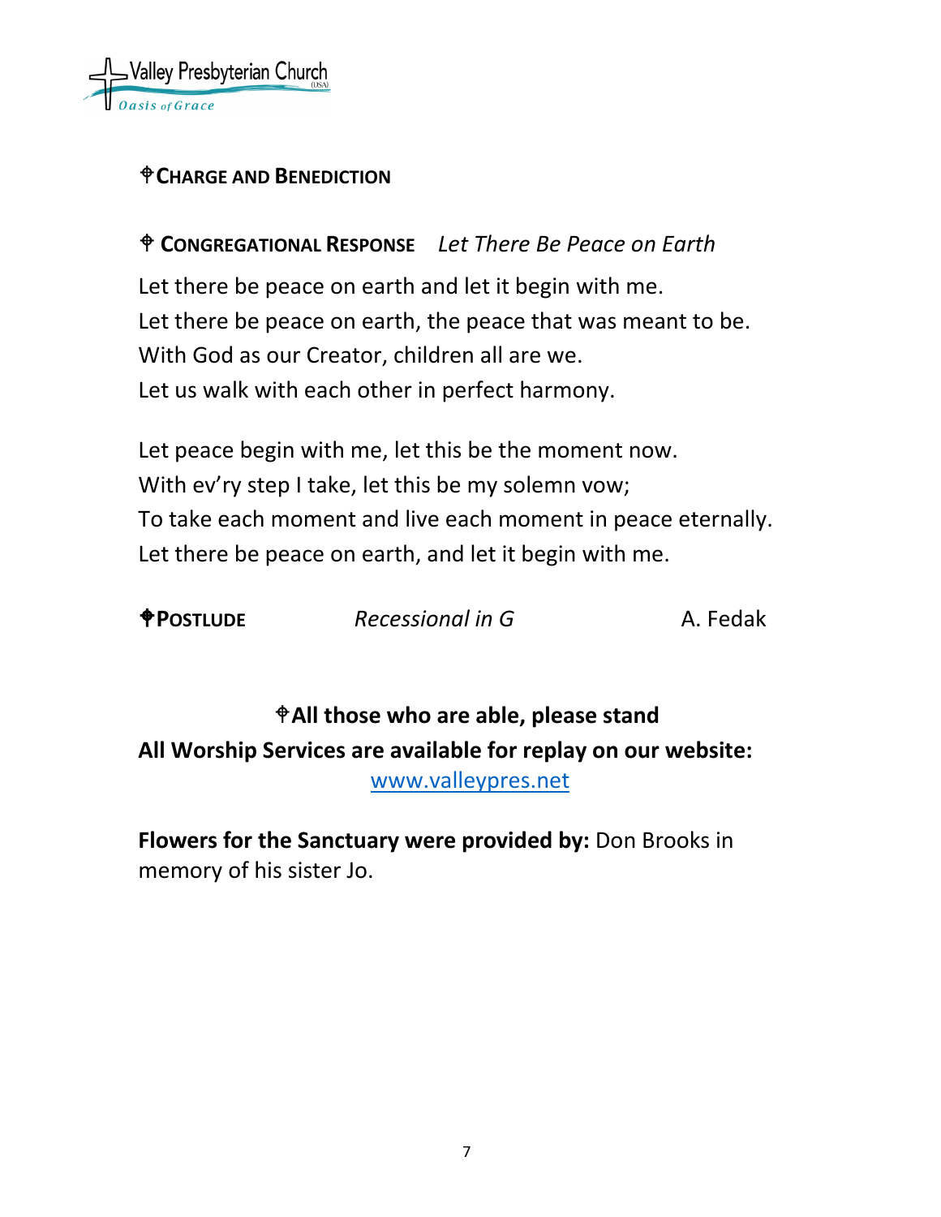⌖**CHARGE AND BENEDICTION**

⌖ **CONGREGATIONAL RESPONSE** *Let There Be Peace on Earth*

Let there be peace on earth and let it begin with me.
Let there be peace on earth, the peace that was meant to be.
With God as our Creator, children all are we.
Let us walk with each other in perfect harmony.

Let peace begin with me, let this be the moment now.
With ev'ry step I take, let this be my solemn vow;
To take each moment and live each moment in peace eternally.
Let there be peace on earth, and let it begin with me.

⌖**POSTLUDE** *Recessional in G* A. Fedak

**⌖All those who are able, please stand**
**All Worship Services are available for replay on our website:**
[www.valleypres.net](http://www.valleypres.net)

**Flowers for the Sanctuary were provided by:** Don Brooks in memory of his sister Jo.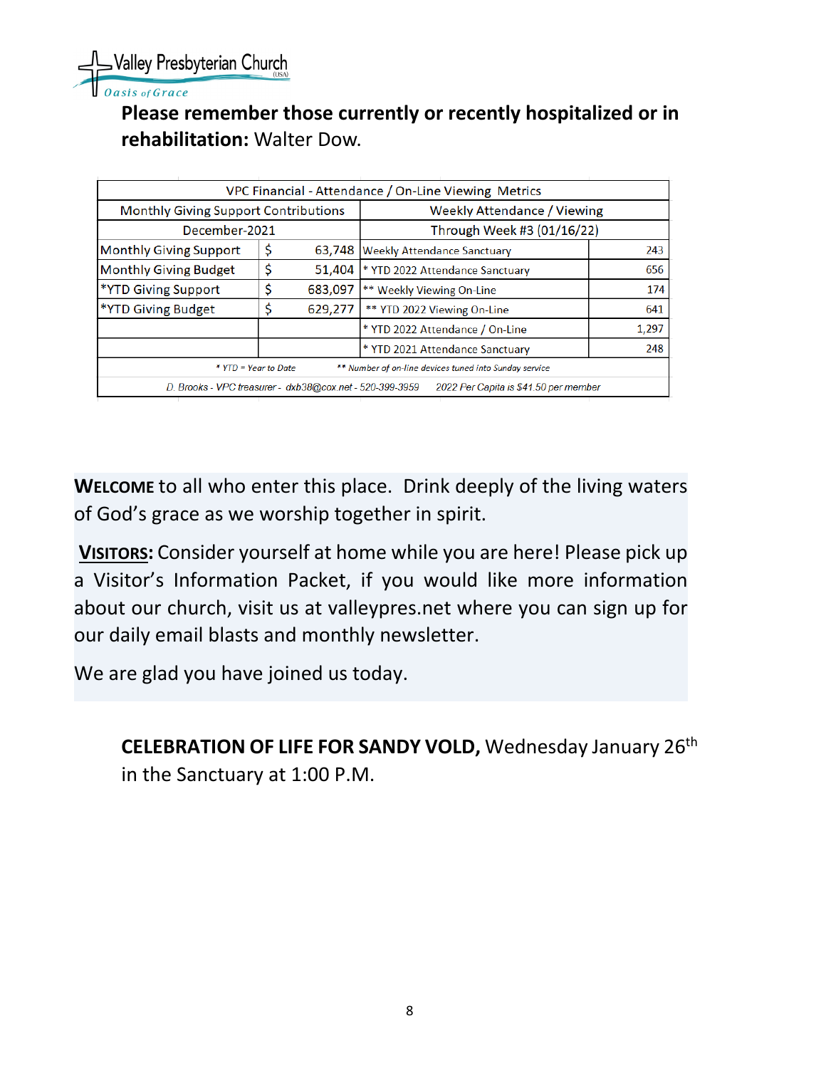Valley Presbyterian Church (USA)
*Oasis of Grace*

**Please remember those currently or recently hospitalized or in rehabilitation:** Walter Dow.

| VPC Financial - Attendance / On-Line Viewing Metrics | | | | |
|---|---|---|---|---|
| Monthly Giving Support Contributions | | | Weekly Attendance / Viewing | |
| December-2021 | | | Through Week #3 (01/16/22) | |
| Monthly Giving Support | $ | 63,748 | Weekly Attendance Sanctuary | 243 |
| Monthly Giving Budget | $ | 51,404 | * YTD 2022 Attendance Sanctuary | 656 |
| *YTD Giving Support | $ | 683,097 | ** Weekly Viewing On-Line | 174 |
| *YTD Giving Budget | $ | 629,277 | ** YTD 2022 Viewing On-Line | 641 |
| | | | * YTD 2022 Attendance / On-Line | 1,297 |
| | | | * YTD 2021 Attendance Sanctuary | 248 |
| *\* YTD = Year to Date* | | | *\*\* Number of on-line devices tuned into Sunday service* | |
| *D. Brooks - VPC treasurer - dxb38@cox.net - 520-399-3959* | | | *2022 Per Capita is $41.50 per member* | |

**WELCOME** to all who enter this place. Drink deeply of the living waters of God's grace as we worship together in spirit.

**VISITORS:** Consider yourself at home while you are here! Please pick up a Visitor's Information Packet, if you would like more information about our church, visit us at valleypres.net where you can sign up for our daily email blasts and monthly newsletter.

We are glad you have joined us today.

**CELEBRATION OF LIFE FOR SANDY VOLD,** Wednesday January 26th in the Sanctuary at 1:00 P.M.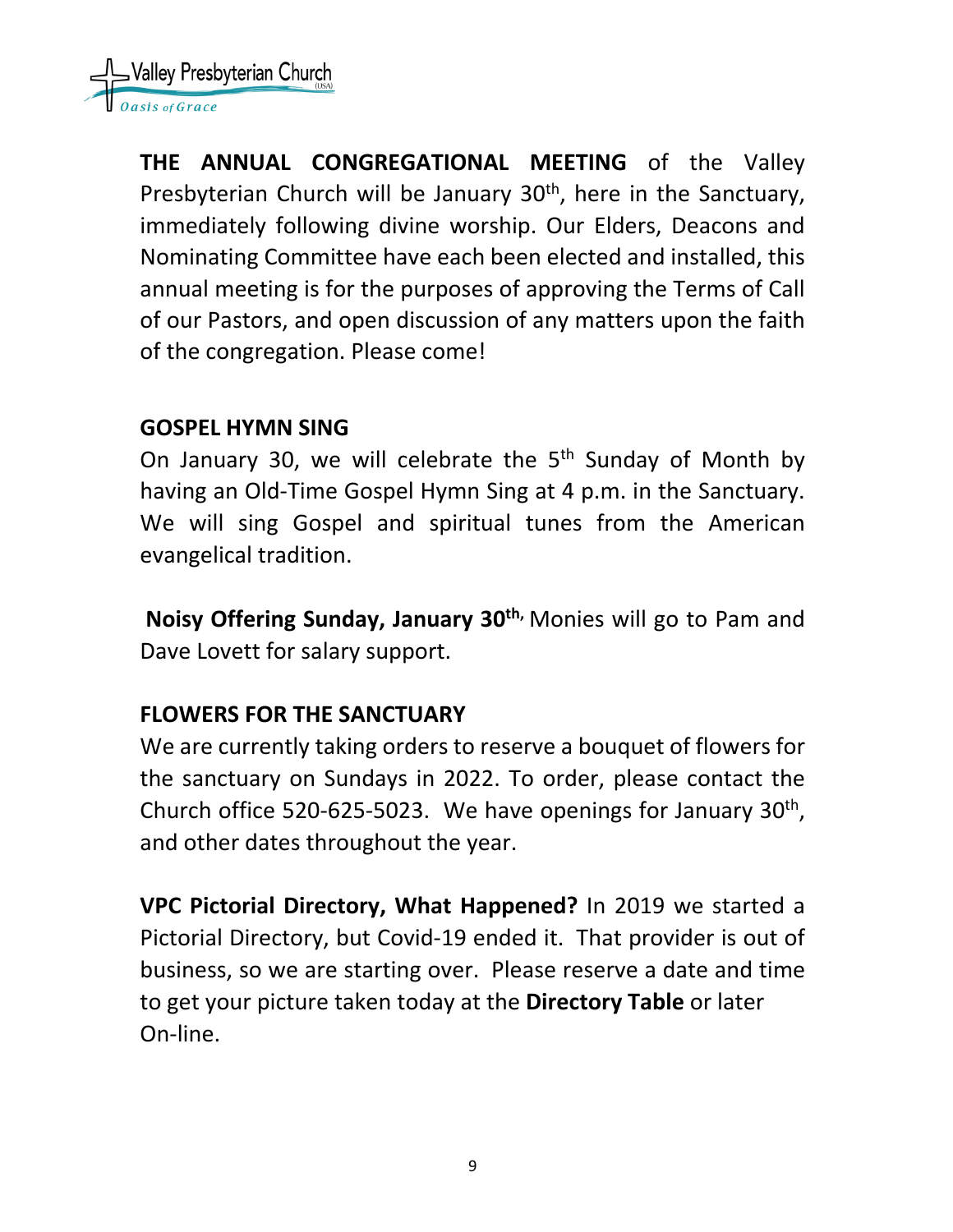**THE ANNUAL CONGREGATIONAL MEETING** of the Valley Presbyterian Church will be January 30th, here in the Sanctuary, immediately following divine worship. Our Elders, Deacons and Nominating Committee have each been elected and installed, this annual meeting is for the purposes of approving the Terms of Call of our Pastors, and open discussion of any matters upon the faith of the congregation. Please come!

**GOSPEL HYMN SING**

On January 30, we will celebrate the 5th Sunday of Month by having an Old-Time Gospel Hymn Sing at 4 p.m. in the Sanctuary. We will sing Gospel and spiritual tunes from the American evangelical tradition.

**Noisy Offering Sunday, January 30th,** Monies will go to Pam and Dave Lovett for salary support.

**FLOWERS FOR THE SANCTUARY**

We are currently taking orders to reserve a bouquet of flowers for the sanctuary on Sundays in 2022. To order, please contact the Church office 520-625-5023. We have openings for January 30th, and other dates throughout the year.

**VPC Pictorial Directory, What Happened?** In 2019 we started a Pictorial Directory, but Covid-19 ended it. That provider is out of business, so we are starting over. Please reserve a date and time to get your picture taken today at the **Directory Table** or later On-line.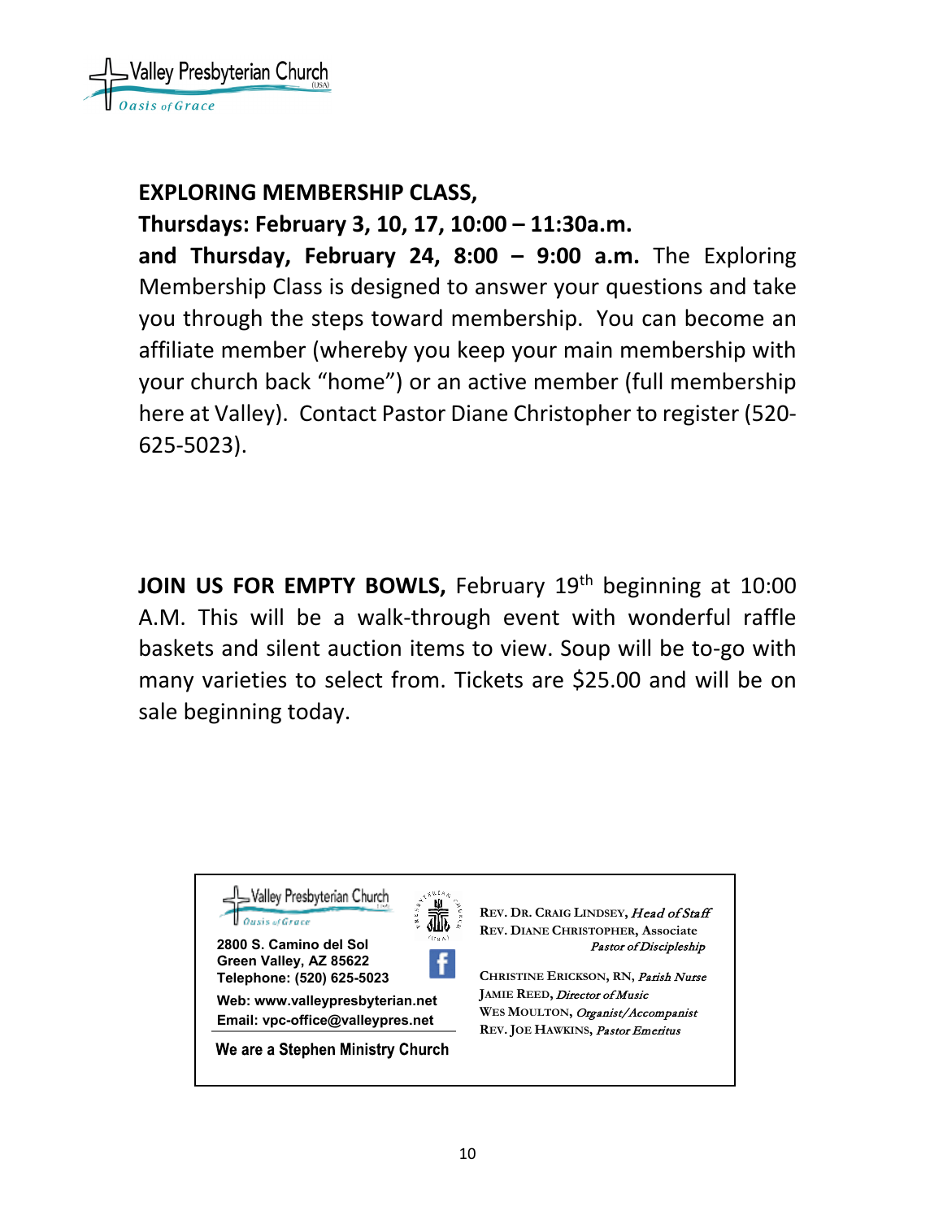Valley Presbyterian Church (USA)
Oasis of Grace

**EXPLORING MEMBERSHIP CLASS,**
**Thursdays: February 3, 10, 17, 10:00 – 11:30a.m.**
**and Thursday, February 24, 8:00 – 9:00 a.m.** The Exploring Membership Class is designed to answer your questions and take you through the steps toward membership. You can become an affiliate member (whereby you keep your main membership with your church back "home") or an active member (full membership here at Valley). Contact Pastor Diane Christopher to register (520-625-5023).

**JOIN US FOR EMPTY BOWLS,** February 19th beginning at 10:00 A.M. This will be a walk-through event with wonderful raffle baskets and silent auction items to view. Soup will be to-go with many varieties to select from. Tickets are $25.00 and will be on sale beginning today.

Valley Presbyterian Church (USA)
Oasis of Grace

**2800 S. Camino del Sol**
**Green Valley, AZ 85622**
**Telephone: (520) 625-5023**

**Web: www.valleypresbyterian.net**
**Email: vpc-office@valleypres.net**

**We are a Stephen Ministry Church**

REV. DR. CRAIG LINDSEY, *Head of Staff*
REV. DIANE CHRISTOPHER, Associate *Pastor of Discipleship*

CHRISTINE ERICKSON, RN, *Parish Nurse*
JAMIE REED, *Director of Music*
WES MOULTON, *Organist/Accompanist*
REV. JOE HAWKINS, *Pastor Emeritus*